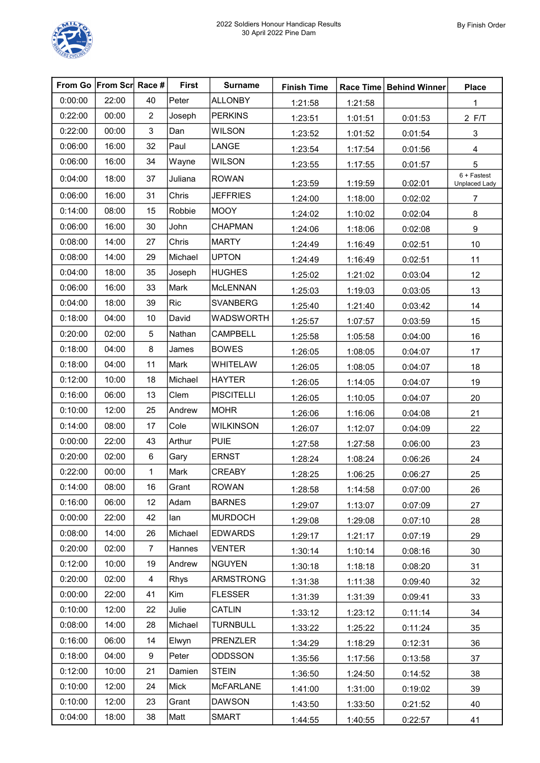# 2022 Soldiers Honour Handicap Results
30 April 2022 Pine Dam

By Finish Order

| From Go | From Scr | Race # | First | Surname | Finish Time | Race Time | Behind Winner | Place |
|---|---|---|---|---|---|---|---|---|
| 0:00:00 | 22:00 | 40 | Peter | ALLONBY | 1:21:58 | 1:21:58 | | 1 |
| 0:22:00 | 00:00 | 2 | Joseph | PERKINS | 1:23:51 | 1:01:51 | 0:01:53 | 2 F/T |
| 0:22:00 | 00:00 | 3 | Dan | WILSON | 1:23:52 | 1:01:52 | 0:01:54 | 3 |
| 0:06:00 | 16:00 | 32 | Paul | LANGE | 1:23:54 | 1:17:54 | 0:01:56 | 4 |
| 0:06:00 | 16:00 | 34 | Wayne | WILSON | 1:23:55 | 1:17:55 | 0:01:57 | 5 |
| 0:04:00 | 18:00 | 37 | Juliana | ROWAN | 1:23:59 | 1:19:59 | 0:02:01 | 6 + Fastest Unplaced Lady |
| 0:06:00 | 16:00 | 31 | Chris | JEFFRIES | 1:24:00 | 1:18:00 | 0:02:02 | 7 |
| 0:14:00 | 08:00 | 15 | Robbie | MOOY | 1:24:02 | 1:10:02 | 0:02:04 | 8 |
| 0:06:00 | 16:00 | 30 | John | CHAPMAN | 1:24:06 | 1:18:06 | 0:02:08 | 9 |
| 0:08:00 | 14:00 | 27 | Chris | MARTY | 1:24:49 | 1:16:49 | 0:02:51 | 10 |
| 0:08:00 | 14:00 | 29 | Michael | UPTON | 1:24:49 | 1:16:49 | 0:02:51 | 11 |
| 0:04:00 | 18:00 | 35 | Joseph | HUGHES | 1:25:02 | 1:21:02 | 0:03:04 | 12 |
| 0:06:00 | 16:00 | 33 | Mark | McLENNAN | 1:25:03 | 1:19:03 | 0:03:05 | 13 |
| 0:04:00 | 18:00 | 39 | Ric | SVANBERG | 1:25:40 | 1:21:40 | 0:03:42 | 14 |
| 0:18:00 | 04:00 | 10 | David | WADSWORTH | 1:25:57 | 1:07:57 | 0:03:59 | 15 |
| 0:20:00 | 02:00 | 5 | Nathan | CAMPBELL | 1:25:58 | 1:05:58 | 0:04:00 | 16 |
| 0:18:00 | 04:00 | 8 | James | BOWES | 1:26:05 | 1:08:05 | 0:04:07 | 17 |
| 0:18:00 | 04:00 | 11 | Mark | WHITELAW | 1:26:05 | 1:08:05 | 0:04:07 | 18 |
| 0:12:00 | 10:00 | 18 | Michael | HAYTER | 1:26:05 | 1:14:05 | 0:04:07 | 19 |
| 0:16:00 | 06:00 | 13 | Clem | PISCITELLI | 1:26:05 | 1:10:05 | 0:04:07 | 20 |
| 0:10:00 | 12:00 | 25 | Andrew | MOHR | 1:26:06 | 1:16:06 | 0:04:08 | 21 |
| 0:14:00 | 08:00 | 17 | Cole | WILKINSON | 1:26:07 | 1:12:07 | 0:04:09 | 22 |
| 0:00:00 | 22:00 | 43 | Arthur | PUIE | 1:27:58 | 1:27:58 | 0:06:00 | 23 |
| 0:20:00 | 02:00 | 6 | Gary | ERNST | 1:28:24 | 1:08:24 | 0:06:26 | 24 |
| 0:22:00 | 00:00 | 1 | Mark | CREABY | 1:28:25 | 1:06:25 | 0:06:27 | 25 |
| 0:14:00 | 08:00 | 16 | Grant | ROWAN | 1:28:58 | 1:14:58 | 0:07:00 | 26 |
| 0:16:00 | 06:00 | 12 | Adam | BARNES | 1:29:07 | 1:13:07 | 0:07:09 | 27 |
| 0:00:00 | 22:00 | 42 | Ian | MURDOCH | 1:29:08 | 1:29:08 | 0:07:10 | 28 |
| 0:08:00 | 14:00 | 26 | Michael | EDWARDS | 1:29:17 | 1:21:17 | 0:07:19 | 29 |
| 0:20:00 | 02:00 | 7 | Hannes | VENTER | 1:30:14 | 1:10:14 | 0:08:16 | 30 |
| 0:12:00 | 10:00 | 19 | Andrew | NGUYEN | 1:30:18 | 1:18:18 | 0:08:20 | 31 |
| 0:20:00 | 02:00 | 4 | Rhys | ARMSTRONG | 1:31:38 | 1:11:38 | 0:09:40 | 32 |
| 0:00:00 | 22:00 | 41 | Kim | FLESSER | 1:31:39 | 1:31:39 | 0:09:41 | 33 |
| 0:10:00 | 12:00 | 22 | Julie | CATLIN | 1:33:12 | 1:23:12 | 0:11:14 | 34 |
| 0:08:00 | 14:00 | 28 | Michael | TURNBULL | 1:33:22 | 1:25:22 | 0:11:24 | 35 |
| 0:16:00 | 06:00 | 14 | Elwyn | PRENZLER | 1:34:29 | 1:18:29 | 0:12:31 | 36 |
| 0:18:00 | 04:00 | 9 | Peter | ODDSSON | 1:35:56 | 1:17:56 | 0:13:58 | 37 |
| 0:12:00 | 10:00 | 21 | Damien | STEIN | 1:36:50 | 1:24:50 | 0:14:52 | 38 |
| 0:10:00 | 12:00 | 24 | Mick | McFARLANE | 1:41:00 | 1:31:00 | 0:19:02 | 39 |
| 0:10:00 | 12:00 | 23 | Grant | DAWSON | 1:43:50 | 1:33:50 | 0:21:52 | 40 |
| 0:04:00 | 18:00 | 38 | Matt | SMART | 1:44:55 | 1:40:55 | 0:22:57 | 41 |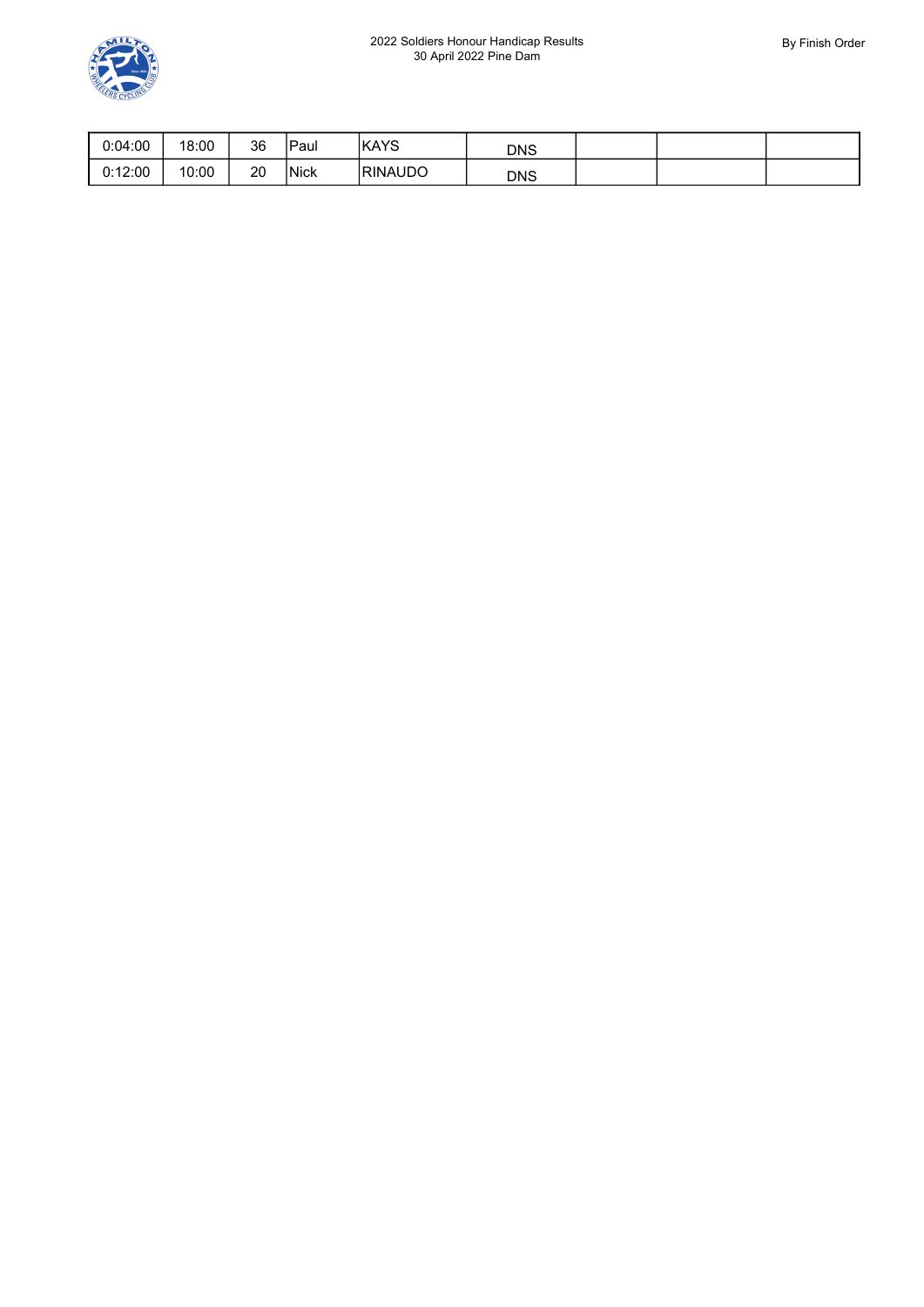| | | | | | | | | |
|---|---|---|---|---|---|---|---|---|
| 0:04:00 | 18:00 | 36 | Paul | KAYS | DNS | | | |
| 0:12:00 | 10:00 | 20 | Nick | RINAUDO | DNS | | | |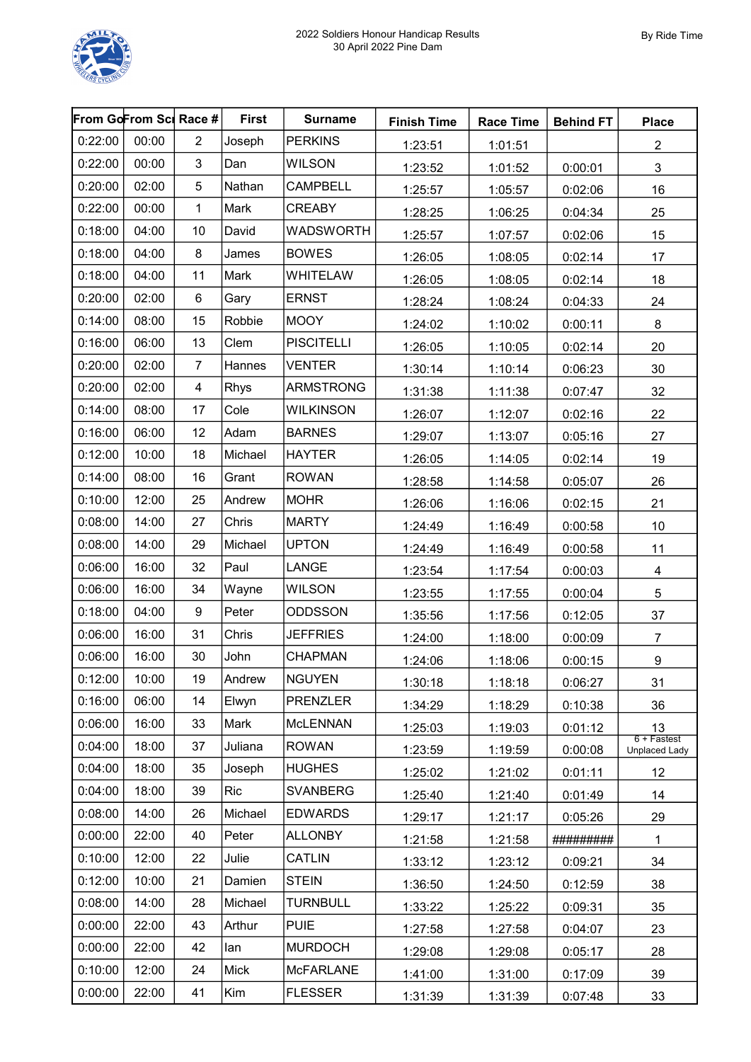2022 Soldiers Honour Handicap Results
30 April 2022 Pine Dam

By Ride Time

| From Go | From Sc | Race # | First | Surname | Finish Time | Race Time | Behind FT | Place |
|---|---|---|---|---|---|---|---|---|
| 0:22:00 | 00:00 | 2 | Joseph | PERKINS | 1:23:51 | 1:01:51 | | 2 |
| 0:22:00 | 00:00 | 3 | Dan | WILSON | 1:23:52 | 1:01:52 | 0:00:01 | 3 |
| 0:20:00 | 02:00 | 5 | Nathan | CAMPBELL | 1:25:57 | 1:05:57 | 0:02:06 | 16 |
| 0:22:00 | 00:00 | 1 | Mark | CREABY | 1:28:25 | 1:06:25 | 0:04:34 | 25 |
| 0:18:00 | 04:00 | 10 | David | WADSWORTH | 1:25:57 | 1:07:57 | 0:02:06 | 15 |
| 0:18:00 | 04:00 | 8 | James | BOWES | 1:26:05 | 1:08:05 | 0:02:14 | 17 |
| 0:18:00 | 04:00 | 11 | Mark | WHITELAW | 1:26:05 | 1:08:05 | 0:02:14 | 18 |
| 0:20:00 | 02:00 | 6 | Gary | ERNST | 1:28:24 | 1:08:24 | 0:04:33 | 24 |
| 0:14:00 | 08:00 | 15 | Robbie | MOOY | 1:24:02 | 1:10:02 | 0:00:11 | 8 |
| 0:16:00 | 06:00 | 13 | Clem | PISCITELLI | 1:26:05 | 1:10:05 | 0:02:14 | 20 |
| 0:20:00 | 02:00 | 7 | Hannes | VENTER | 1:30:14 | 1:10:14 | 0:06:23 | 30 |
| 0:20:00 | 02:00 | 4 | Rhys | ARMSTRONG | 1:31:38 | 1:11:38 | 0:07:47 | 32 |
| 0:14:00 | 08:00 | 17 | Cole | WILKINSON | 1:26:07 | 1:12:07 | 0:02:16 | 22 |
| 0:16:00 | 06:00 | 12 | Adam | BARNES | 1:29:07 | 1:13:07 | 0:05:16 | 27 |
| 0:12:00 | 10:00 | 18 | Michael | HAYTER | 1:26:05 | 1:14:05 | 0:02:14 | 19 |
| 0:14:00 | 08:00 | 16 | Grant | ROWAN | 1:28:58 | 1:14:58 | 0:05:07 | 26 |
| 0:10:00 | 12:00 | 25 | Andrew | MOHR | 1:26:06 | 1:16:06 | 0:02:15 | 21 |
| 0:08:00 | 14:00 | 27 | Chris | MARTY | 1:24:49 | 1:16:49 | 0:00:58 | 10 |
| 0:08:00 | 14:00 | 29 | Michael | UPTON | 1:24:49 | 1:16:49 | 0:00:58 | 11 |
| 0:06:00 | 16:00 | 32 | Paul | LANGE | 1:23:54 | 1:17:54 | 0:00:03 | 4 |
| 0:06:00 | 16:00 | 34 | Wayne | WILSON | 1:23:55 | 1:17:55 | 0:00:04 | 5 |
| 0:18:00 | 04:00 | 9 | Peter | ODDSSON | 1:35:56 | 1:17:56 | 0:12:05 | 37 |
| 0:06:00 | 16:00 | 31 | Chris | JEFFRIES | 1:24:00 | 1:18:00 | 0:00:09 | 7 |
| 0:06:00 | 16:00 | 30 | John | CHAPMAN | 1:24:06 | 1:18:06 | 0:00:15 | 9 |
| 0:12:00 | 10:00 | 19 | Andrew | NGUYEN | 1:30:18 | 1:18:18 | 0:06:27 | 31 |
| 0:16:00 | 06:00 | 14 | Elwyn | PRENZLER | 1:34:29 | 1:18:29 | 0:10:38 | 36 |
| 0:06:00 | 16:00 | 33 | Mark | McLENNAN | 1:25:03 | 1:19:03 | 0:01:12 | 13 |
| 0:04:00 | 18:00 | 37 | Juliana | ROWAN | 1:23:59 | 1:19:59 | 0:00:08 | 6 + Fastest Unplaced Lady |
| 0:04:00 | 18:00 | 35 | Joseph | HUGHES | 1:25:02 | 1:21:02 | 0:01:11 | 12 |
| 0:04:00 | 18:00 | 39 | Ric | SVANBERG | 1:25:40 | 1:21:40 | 0:01:49 | 14 |
| 0:08:00 | 14:00 | 26 | Michael | EDWARDS | 1:29:17 | 1:21:17 | 0:05:26 | 29 |
| 0:00:00 | 22:00 | 40 | Peter | ALLONBY | 1:21:58 | 1:21:58 | ######### | 1 |
| 0:10:00 | 12:00 | 22 | Julie | CATLIN | 1:33:12 | 1:23:12 | 0:09:21 | 34 |
| 0:12:00 | 10:00 | 21 | Damien | STEIN | 1:36:50 | 1:24:50 | 0:12:59 | 38 |
| 0:08:00 | 14:00 | 28 | Michael | TURNBULL | 1:33:22 | 1:25:22 | 0:09:31 | 35 |
| 0:00:00 | 22:00 | 43 | Arthur | PUIE | 1:27:58 | 1:27:58 | 0:04:07 | 23 |
| 0:00:00 | 22:00 | 42 | Ian | MURDOCH | 1:29:08 | 1:29:08 | 0:05:17 | 28 |
| 0:10:00 | 12:00 | 24 | Mick | McFARLANE | 1:41:00 | 1:31:00 | 0:17:09 | 39 |
| 0:00:00 | 22:00 | 41 | Kim | FLESSER | 1:31:39 | 1:31:39 | 0:07:48 | 33 |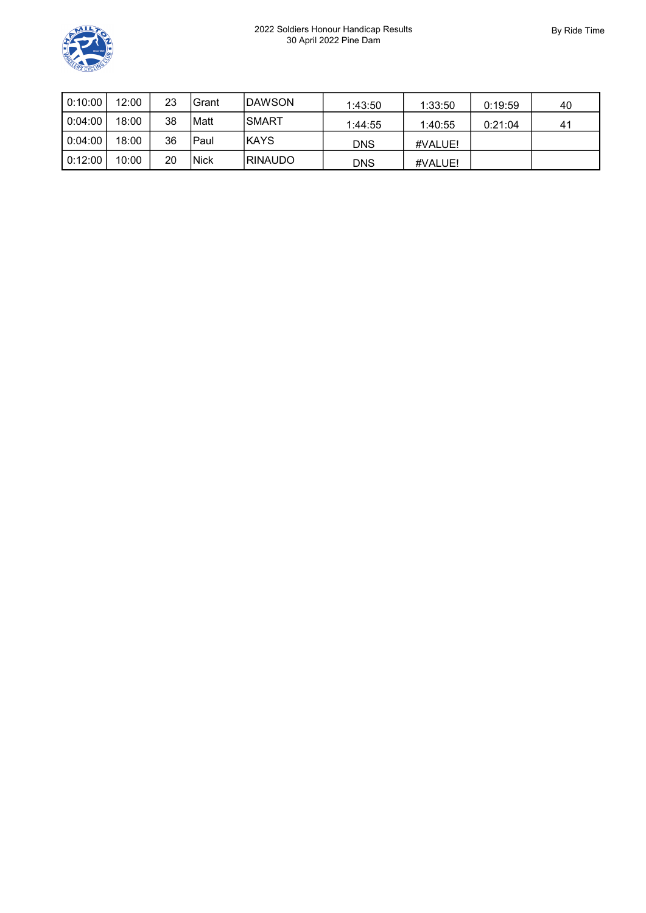2022 Soldiers Honour Handicap Results
30 April 2022 Pine Dam

By Ride Time

| | | | | | | | | |
|---|---|---|---|---|---|---|---|---|
| 0:10:00 | 12:00 | 23 | Grant | DAWSON | 1:43:50 | 1:33:50 | 0:19:59 | 40 |
| 0:04:00 | 18:00 | 38 | Matt | SMART | 1:44:55 | 1:40:55 | 0:21:04 | 41 |
| 0:04:00 | 18:00 | 36 | Paul | KAYS | DNS | #VALUE! | | |
| 0:12:00 | 10:00 | 20 | Nick | RINAUDO | DNS | #VALUE! | | |